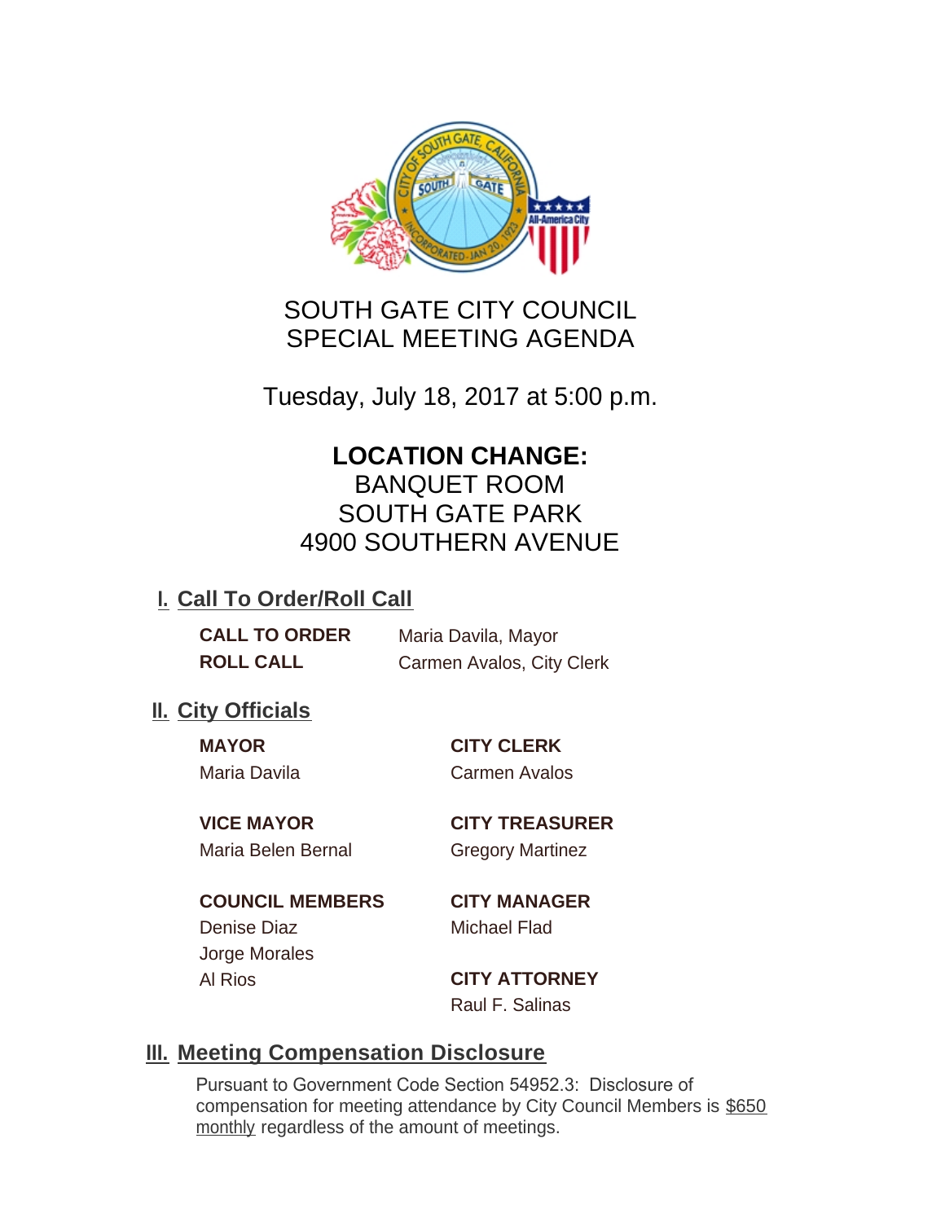# SOUTH GATE CITY COUNCIL
# SPECIAL MEETING AGENDA

Tuesday, July 18, 2017 at 5:00 p.m.

**LOCATION CHANGE:**
BANQUET ROOM
SOUTH GATE PARK
4900 SOUTHERN AVENUE

## I. Call To Order/Roll Call

**CALL TO ORDER** Maria Davila, Mayor
**ROLL CALL** Carmen Avalos, City Clerk

## II. City Officials

**MAYOR**
Maria Davila

**VICE MAYOR**
Maria Belen Bernal

**COUNCIL MEMBERS**
Denise Diaz
Jorge Morales
Al Rios

**CITY CLERK**
Carmen Avalos

**CITY TREASURER**
Gregory Martinez

**CITY MANAGER**
Michael Flad

**CITY ATTORNEY**
Raul F. Salinas

## III. Meeting Compensation Disclosure

Pursuant to Government Code Section 54952.3: Disclosure of compensation for meeting attendance by City Council Members is $650 monthly regardless of the amount of meetings.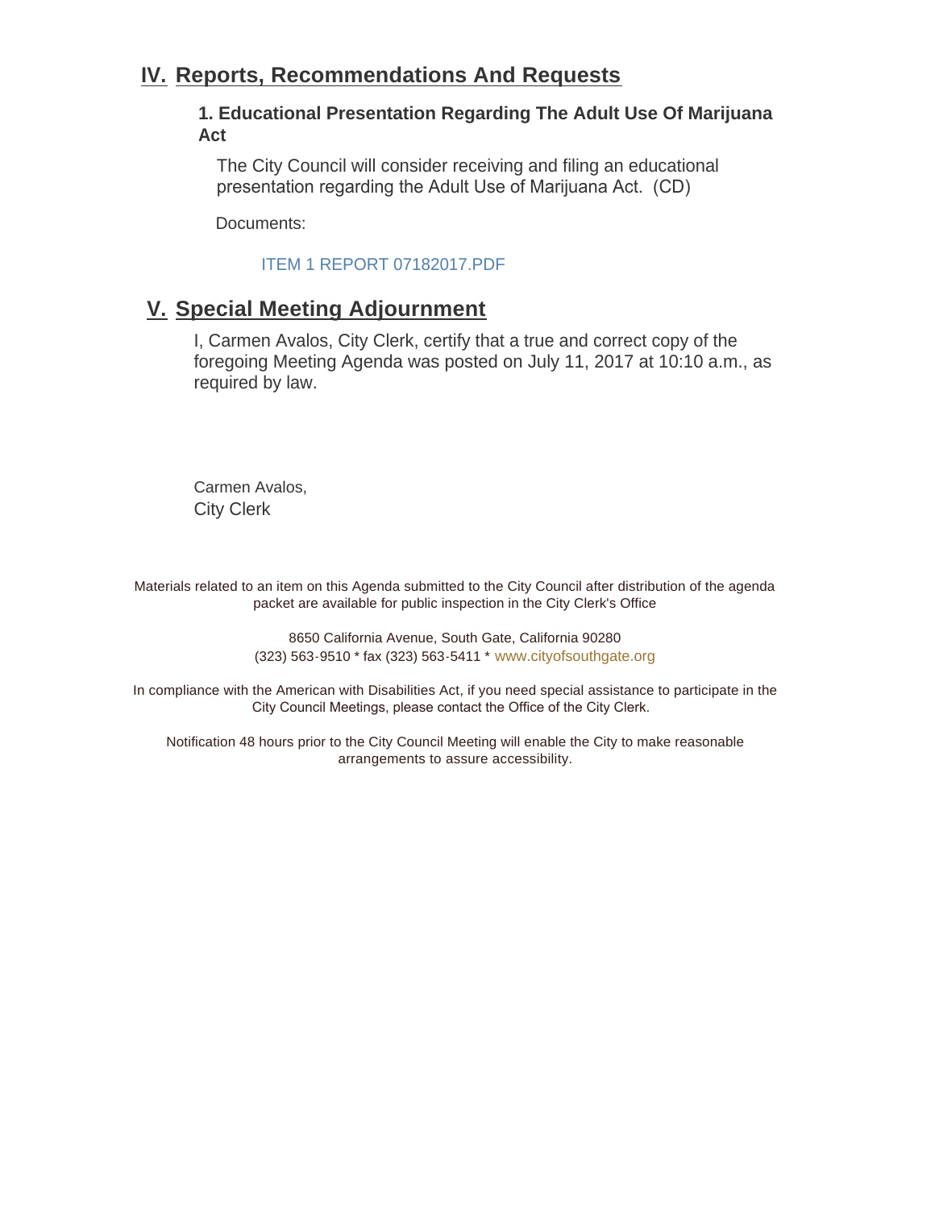## IV. Reports, Recommendations And Requests

### 1. Educational Presentation Regarding The Adult Use Of Marijuana Act

The City Council will consider receiving and filing an educational presentation regarding the Adult Use of Marijuana Act. (CD)

Documents:

ITEM 1 REPORT 07182017.PDF

## V. Special Meeting Adjournment

I, Carmen Avalos, City Clerk, certify that a true and correct copy of the foregoing Meeting Agenda was posted on July 11, 2017 at 10:10 a.m., as required by law.

Carmen Avalos,
City Clerk

Materials related to an item on this Agenda submitted to the City Council after distribution of the agenda packet are available for public inspection in the City Clerk's Office

8650 California Avenue, South Gate, California 90280
(323) 563-9510 * fax (323) 563-5411 * www.cityofsouthgate.org

In compliance with the American with Disabilities Act, if you need special assistance to participate in the City Council Meetings, please contact the Office of the City Clerk.

Notification 48 hours prior to the City Council Meeting will enable the City to make reasonable arrangements to assure accessibility.